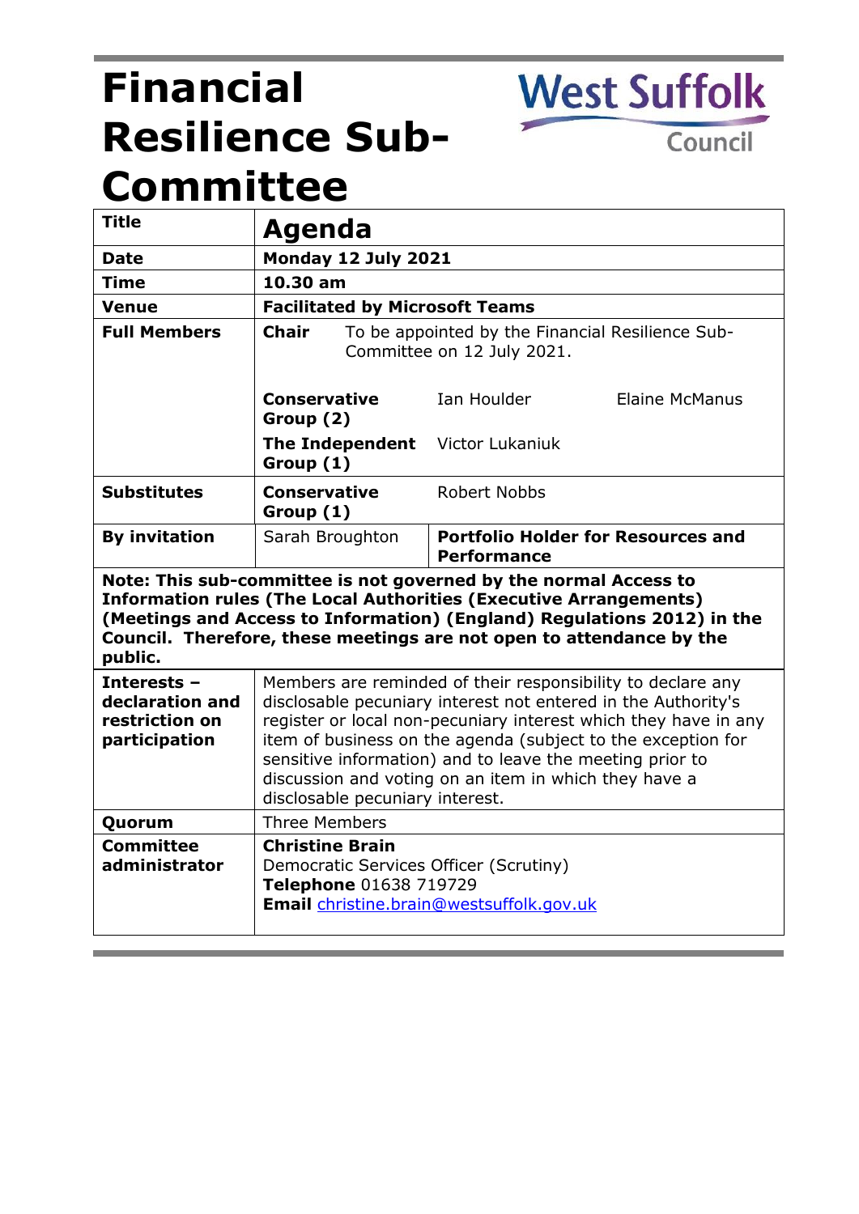# Financial Resilience Sub-Committee

West Suffolk Council

| Title | **Agenda** | | |
|---|---|---|---|
| **Date** | **Monday 12 July 2021** | | |
| **Time** | **10.30 am** | | |
| **Venue** | **Facilitated by Microsoft Teams** | | |
| **Full Members** | **Chair** | To be appointed by the Financial Resilience Sub-Committee on 12 July 2021. | |
| | **Conservative Group (2)** | Ian Houlder | Elaine McManus |
| | **The Independent Group (1)** | Victor Lukaniuk | |
| **Substitutes** | **Conservative Group (1)** | Robert Nobbs | |
| **By invitation** | Sarah Broughton | **Portfolio Holder for Resources and Performance** | |

**Note: This sub-committee is not governed by the normal Access to Information rules (The Local Authorities (Executive Arrangements) (Meetings and Access to Information) (England) Regulations 2012) in the Council. Therefore, these meetings are not open to attendance by the public.**

| | |
|---|---|
| **Interests – declaration and restriction on participation** | Members are reminded of their responsibility to declare any disclosable pecuniary interest not entered in the Authority's register or local non-pecuniary interest which they have in any item of business on the agenda (subject to the exception for sensitive information) and to leave the meeting prior to discussion and voting on an item in which they have a disclosable pecuniary interest. |
| **Quorum** | Three Members |
| **Committee administrator** | **Christine Brain**<br>Democratic Services Officer (Scrutiny)<br>**Telephone** 01638 719729<br>**Email** christine.brain@westsuffolk.gov.uk |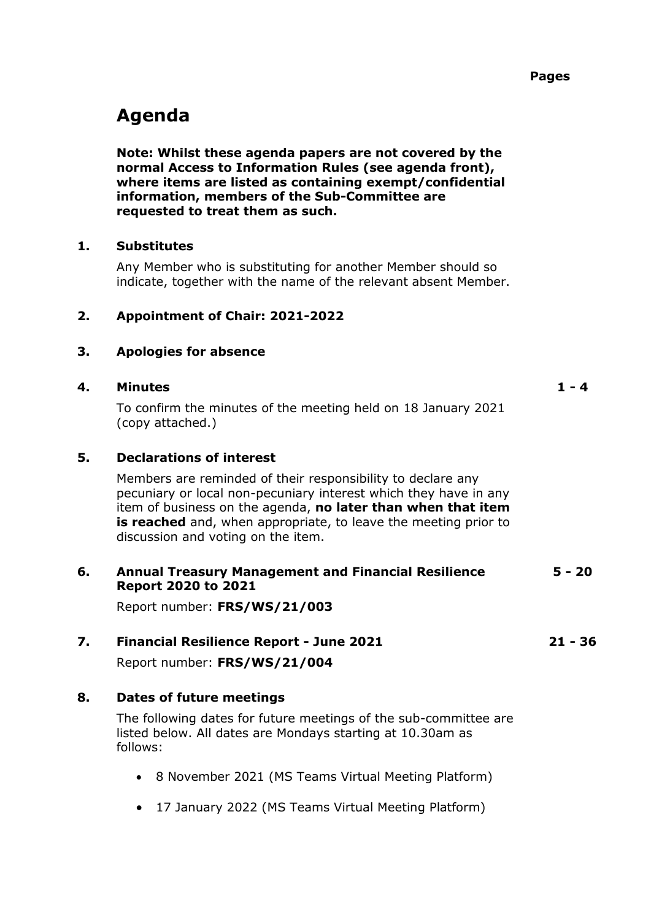**Pages**

# Agenda

**Note: Whilst these agenda papers are not covered by the normal Access to Information Rules (see agenda front), where items are listed as containing exempt/confidential information, members of the Sub-Committee are requested to treat them as such.**

**1. Substitutes**

Any Member who is substituting for another Member should so indicate, together with the name of the relevant absent Member.

**2. Appointment of Chair: 2021-2022**

**3. Apologies for absence**

**4. Minutes** — **1 - 4**

To confirm the minutes of the meeting held on 18 January 2021 (copy attached.)

**5. Declarations of interest**

Members are reminded of their responsibility to declare any pecuniary or local non-pecuniary interest which they have in any item of business on the agenda, **no later than when that item is reached** and, when appropriate, to leave the meeting prior to discussion and voting on the item.

**6. Annual Treasury Management and Financial Resilience Report 2020 to 2021** — **5 - 20**

Report number: **FRS/WS/21/003**

**7. Financial Resilience Report - June 2021** — **21 - 36**

Report number: **FRS/WS/21/004**

**8. Dates of future meetings**

The following dates for future meetings of the sub-committee are listed below. All dates are Mondays starting at 10.30am as follows:

- 8 November 2021 (MS Teams Virtual Meeting Platform)
- 17 January 2022 (MS Teams Virtual Meeting Platform)